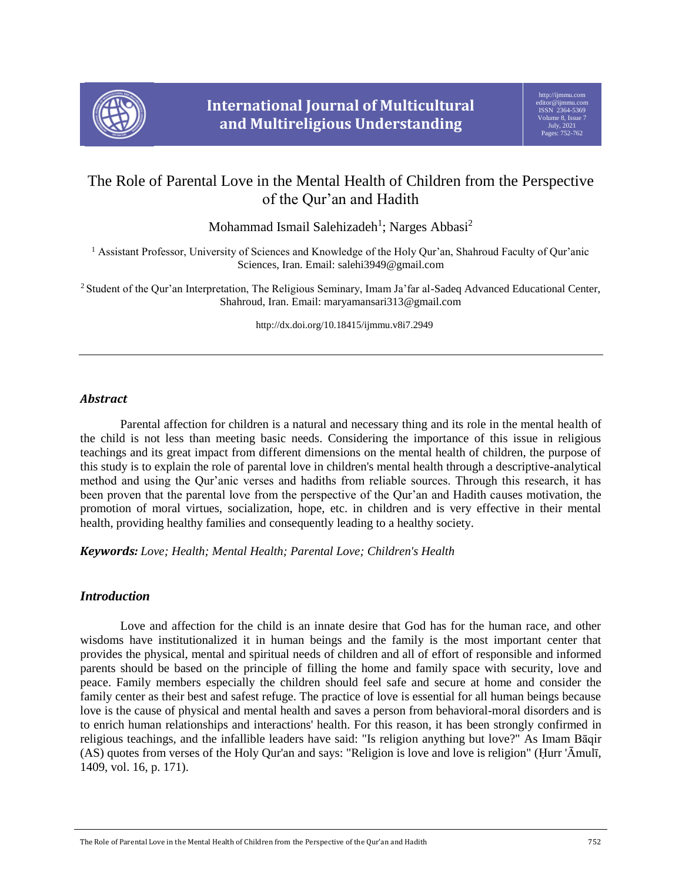# The Role of Parental Love in the Mental Health of Children from the Perspective of the Qur'an and Hadith

Mohammad Ismail Salehizadeh[1]; Narges Abbasi[2]

[1] Assistant Professor, University of Sciences and Knowledge of the Holy Qur'an, Shahroud Faculty of Qur'anic Sciences, Iran. Email: salehi3949@gmail.com

[2] Student of the Qur'an Interpretation, The Religious Seminary, Imam Ja'far al-Sadeq Advanced Educational Center, Shahroud, Iran. Email: maryamansari313@gmail.com

http://dx.doi.org/10.18415/ijmmu.v8i7.2949

---

## *Abstract*

Parental affection for children is a natural and necessary thing and its role in the mental health of the child is not less than meeting basic needs. Considering the importance of this issue in religious teachings and its great impact from different dimensions on the mental health of children, the purpose of this study is to explain the role of parental love in children's mental health through a descriptive-analytical method and using the Qur'anic verses and hadiths from reliable sources. Through this research, it has been proven that the parental love from the perspective of the Qur'an and Hadith causes motivation, the promotion of moral virtues, socialization, hope, etc. in children and is very effective in their mental health, providing healthy families and consequently leading to a healthy society.

***Keywords:*** *Love; Health; Mental Health; Parental Love; Children's Health*

## *Introduction*

Love and affection for the child is an innate desire that God has for the human race, and other wisdoms have institutionalized it in human beings and the family is the most important center that provides the physical, mental and spiritual needs of children and all of effort of responsible and informed parents should be based on the principle of filling the home and family space with security, love and peace. Family members especially the children should feel safe and secure at home and consider the family center as their best and safest refuge. The practice of love is essential for all human beings because love is the cause of physical and mental health and saves a person from behavioral-moral disorders and is to enrich human relationships and interactions' health. For this reason, it has been strongly confirmed in religious teachings, and the infallible leaders have said: "Is religion anything but love?" As Imam Bāqir (AS) quotes from verses of the Holy Qur'an and says: "Religion is love and love is religion" (Ḥurr 'Āmulī, 1409, vol. 16, p. 171).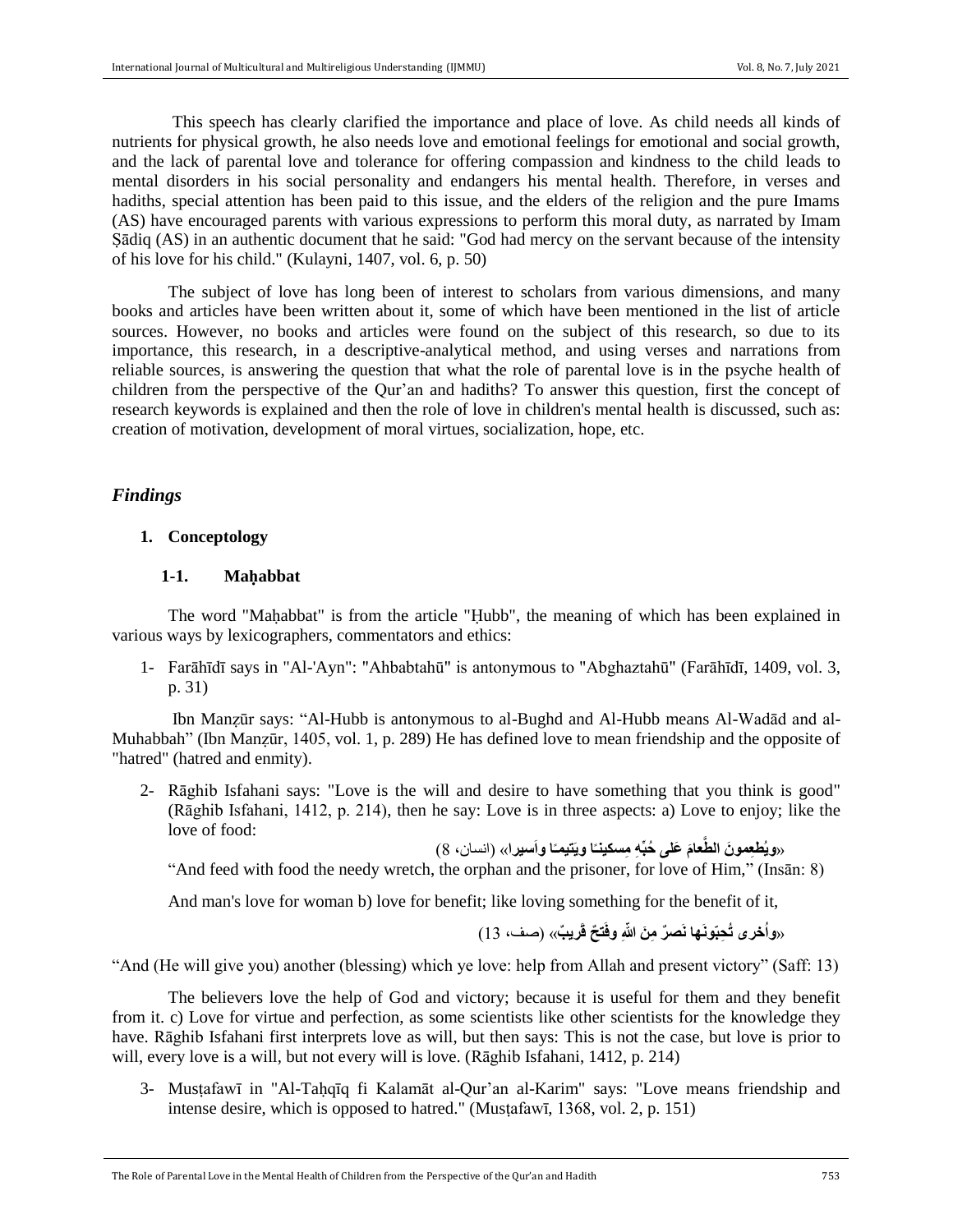This speech has clearly clarified the importance and place of love. As child needs all kinds of nutrients for physical growth, he also needs love and emotional feelings for emotional and social growth, and the lack of parental love and tolerance for offering compassion and kindness to the child leads to mental disorders in his social personality and endangers his mental health. Therefore, in verses and hadiths, special attention has been paid to this issue, and the elders of the religion and the pure Imams (AS) have encouraged parents with various expressions to perform this moral duty, as narrated by Imam Ṣādiq (AS) in an authentic document that he said: "God had mercy on the servant because of the intensity of his love for his child." (Kulayni, 1407, vol. 6, p. 50)

The subject of love has long been of interest to scholars from various dimensions, and many books and articles have been written about it, some of which have been mentioned in the list of article sources. However, no books and articles were found on the subject of this research, so due to its importance, this research, in a descriptive-analytical method, and using verses and narrations from reliable sources, is answering the question that what the role of parental love is in the psyche health of children from the perspective of the Qur'an and hadiths? To answer this question, first the concept of research keywords is explained and then the role of love in children's mental health is discussed, such as: creation of motivation, development of moral virtues, socialization, hope, etc.

## *Findings*

### 1. Conceptology

#### 1-1. Maḥabbat

The word "Maḥabbat" is from the article "Ḥubb", the meaning of which has been explained in various ways by lexicographers, commentators and ethics:

1- Farāhīdī says in "Al-'Ayn": "Ahbabtahū" is antonymous to "Abghaztahū" (Farāhīdī, 1409, vol. 3, p. 31)

Ibn Manẓūr says: "Al-Hubb is antonymous to al-Bughd and Al-Hubb means Al-Wadād and al-Muhabbah" (Ibn Manẓūr, 1405, vol. 1, p. 289) He has defined love to mean friendship and the opposite of "hatred" (hatred and enmity).

2- Rāghib Isfahani says: "Love is the will and desire to have something that you think is good" (Rāghib Isfahani, 1412, p. 214), then he say: Love is in three aspects: a) Love to enjoy; like the love of food:

**«ويُطعِمونَ الطَّعامَ عَلى حُبِّهِ مِسكينًا ويَتيمًا وأَسيرا»** (انسان، 8)

"And feed with food the needy wretch, the orphan and the prisoner, for love of Him," (Insān: 8)

And man's love for woman b) love for benefit; like loving something for the benefit of it,

**«وأُخرى تُحِبّونَها نَصرٌ مِنَ اللّهِ وفَتحٌ قَريبٌ»** (صف، 13)

"And (He will give you) another (blessing) which ye love: help from Allah and present victory" (Saff: 13)

The believers love the help of God and victory; because it is useful for them and they benefit from it. c) Love for virtue and perfection, as some scientists like other scientists for the knowledge they have. Rāghib Isfahani first interprets love as will, but then says: This is not the case, but love is prior to will, every love is a will, but not every will is love. (Rāghib Isfahani, 1412, p. 214)

3- Musṭafawī in "Al-Taḥqīq fi Kalamāt al-Qur'an al-Karim" says: "Love means friendship and intense desire, which is opposed to hatred." (Musṭafawī, 1368, vol. 2, p. 151)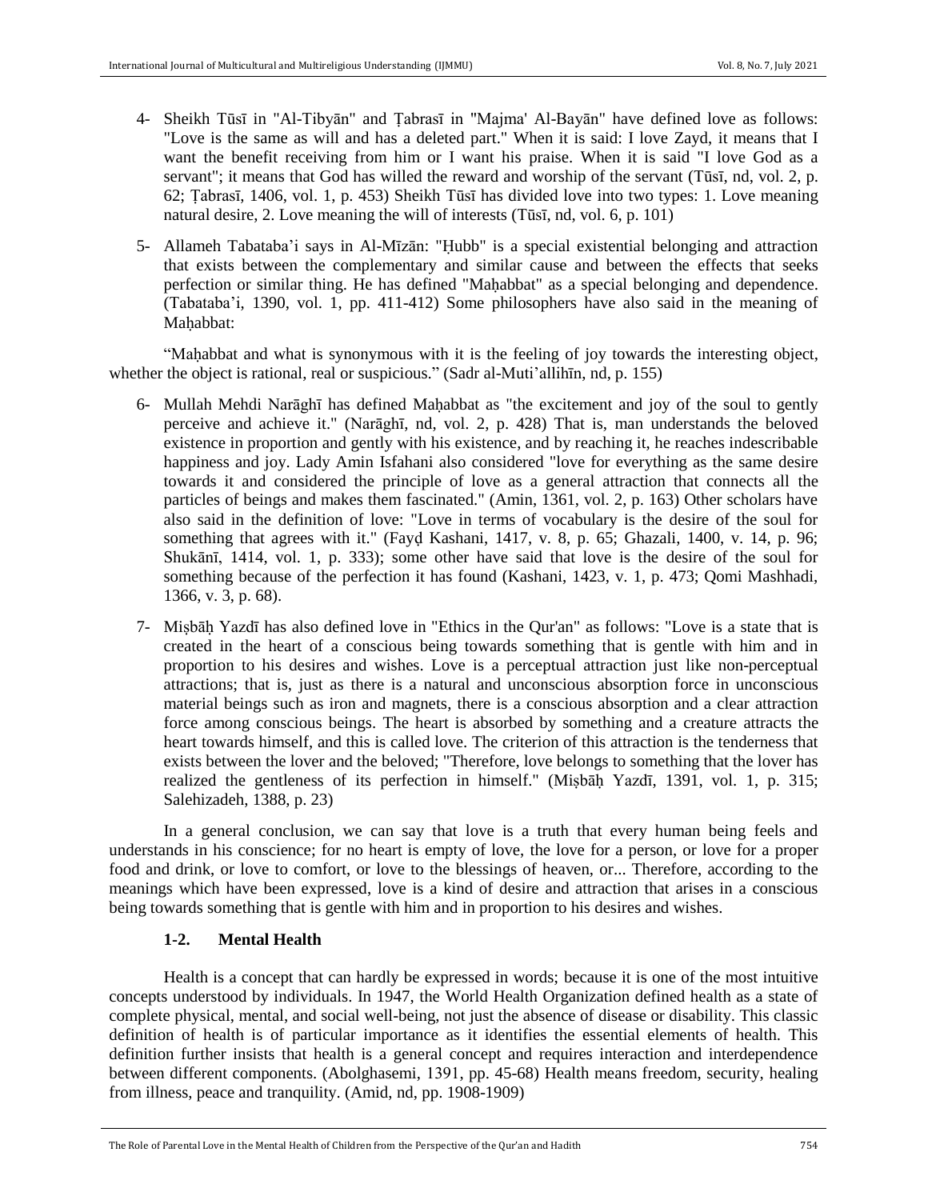4- Sheikh Tūsī in "Al-Tibyān" and Ṭabrasī in "Majma' Al-Bayān" have defined love as follows: "Love is the same as will and has a deleted part." When it is said: I love Zayd, it means that I want the benefit receiving from him or I want his praise. When it is said "I love God as a servant"; it means that God has willed the reward and worship of the servant (Tūsī, nd, vol. 2, p. 62; Ṭabrasī, 1406, vol. 1, p. 453) Sheikh Tūsī has divided love into two types: 1. Love meaning natural desire, 2. Love meaning the will of interests (Tūsī, nd, vol. 6, p. 101)

5- Allameh Tabataba'i says in Al-Mīzān: "Ḥubb" is a special existential belonging and attraction that exists between the complementary and similar cause and between the effects that seeks perfection or similar thing. He has defined "Maḥabbat" as a special belonging and dependence. (Tabataba'i, 1390, vol. 1, pp. 411-412) Some philosophers have also said in the meaning of Maḥabbat:

"Maḥabbat and what is synonymous with it is the feeling of joy towards the interesting object, whether the object is rational, real or suspicious." (Sadr al-Muti'allihīn, nd, p. 155)

6- Mullah Mehdi Narāghī has defined Maḥabbat as "the excitement and joy of the soul to gently perceive and achieve it." (Narāghī, nd, vol. 2, p. 428) That is, man understands the beloved existence in proportion and gently with his existence, and by reaching it, he reaches indescribable happiness and joy. Lady Amin Isfahani also considered "love for everything as the same desire towards it and considered the principle of love as a general attraction that connects all the particles of beings and makes them fascinated." (Amin, 1361, vol. 2, p. 163) Other scholars have also said in the definition of love: "Love in terms of vocabulary is the desire of the soul for something that agrees with it." (Fayḍ Kashani, 1417, v. 8, p. 65; Ghazali, 1400, v. 14, p. 96; Shukānī, 1414, vol. 1, p. 333); some other have said that love is the desire of the soul for something because of the perfection it has found (Kashani, 1423, v. 1, p. 473; Qomi Mashhadi, 1366, v. 3, p. 68).

7- Miṣbāḥ Yazdī has also defined love in "Ethics in the Qur'an" as follows: "Love is a state that is created in the heart of a conscious being towards something that is gentle with him and in proportion to his desires and wishes. Love is a perceptual attraction just like non-perceptual attractions; that is, just as there is a natural and unconscious absorption force in unconscious material beings such as iron and magnets, there is a conscious absorption and a clear attraction force among conscious beings. The heart is absorbed by something and a creature attracts the heart towards himself, and this is called love. The criterion of this attraction is the tenderness that exists between the lover and the beloved; "Therefore, love belongs to something that the lover has realized the gentleness of its perfection in himself." (Miṣbāḥ Yazdī, 1391, vol. 1, p. 315; Salehizadeh, 1388, p. 23)

In a general conclusion, we can say that love is a truth that every human being feels and understands in his conscience; for no heart is empty of love, the love for a person, or love for a proper food and drink, or love to comfort, or love to the blessings of heaven, or... Therefore, according to the meanings which have been expressed, love is a kind of desire and attraction that arises in a conscious being towards something that is gentle with him and in proportion to his desires and wishes.

### 1-2. Mental Health

Health is a concept that can hardly be expressed in words; because it is one of the most intuitive concepts understood by individuals. In 1947, the World Health Organization defined health as a state of complete physical, mental, and social well-being, not just the absence of disease or disability. This classic definition of health is of particular importance as it identifies the essential elements of health. This definition further insists that health is a general concept and requires interaction and interdependence between different components. (Abolghasemi, 1391, pp. 45-68) Health means freedom, security, healing from illness, peace and tranquility. (Amid, nd, pp. 1908-1909)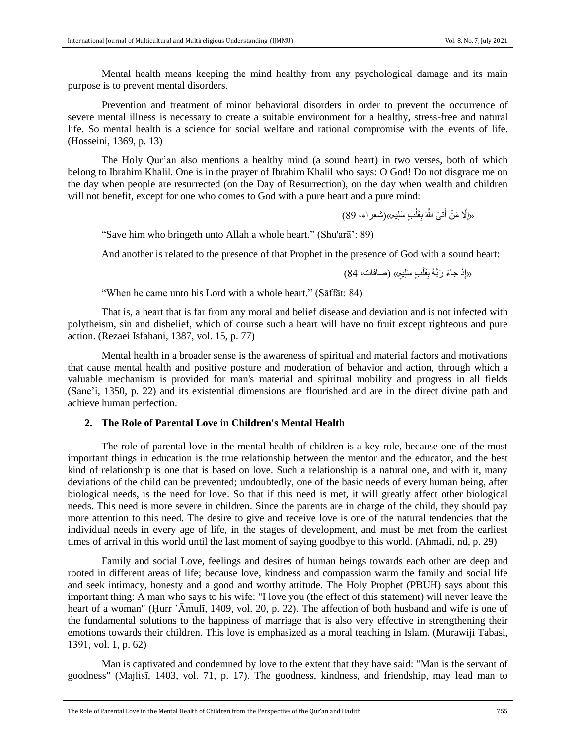Mental health means keeping the mind healthy from any psychological damage and its main purpose is to prevent mental disorders.

Prevention and treatment of minor behavioral disorders in order to prevent the occurrence of severe mental illness is necessary to create a suitable environment for a healthy, stress-free and natural life. So mental health is a science for social welfare and rational compromise with the events of life. (Hosseini, 1369, p. 13)

The Holy Qur'an also mentions a healthy mind (a sound heart) in two verses, both of which belong to Ibrahim Khalil. One is in the prayer of Ibrahim Khalil who says: O God! Do not disgrace me on the day when people are resurrected (on the Day of Resurrection), on the day when wealth and children will not benefit, except for one who comes to God with a pure heart and a pure mind:

«إِلَّا مَنْ أَتَى اللَّهَ بِقَلْبٍ سَلِيمٍ»(شعراء، 89)

"Save him who bringeth unto Allah a whole heart." (Shu'arā': 89)

And another is related to the presence of that Prophet in the presence of God with a sound heart:

«إِذْ جاءَ رَبَّهُ بِقَلْبٍ سَلِيمٍ» (صافات، 84)

"When he came unto his Lord with a whole heart." (Sāffāt: 84)

That is, a heart that is far from any moral and belief disease and deviation and is not infected with polytheism, sin and disbelief, which of course such a heart will have no fruit except righteous and pure action. (Rezaei Isfahani, 1387, vol. 15, p. 77)

Mental health in a broader sense is the awareness of spiritual and material factors and motivations that cause mental health and positive posture and moderation of behavior and action, through which a valuable mechanism is provided for man's material and spiritual mobility and progress in all fields (Sane'i, 1350, p. 22) and its existential dimensions are flourished and are in the direct divine path and achieve human perfection.

## 2. The Role of Parental Love in Children's Mental Health

The role of parental love in the mental health of children is a key role, because one of the most important things in education is the true relationship between the mentor and the educator, and the best kind of relationship is one that is based on love. Such a relationship is a natural one, and with it, many deviations of the child can be prevented; undoubtedly, one of the basic needs of every human being, after biological needs, is the need for love. So that if this need is met, it will greatly affect other biological needs. This need is more severe in children. Since the parents are in charge of the child, they should pay more attention to this need. The desire to give and receive love is one of the natural tendencies that the individual needs in every age of life, in the stages of development, and must be met from the earliest times of arrival in this world until the last moment of saying goodbye to this world. (Ahmadi, nd, p. 29)

Family and social Love, feelings and desires of human beings towards each other are deep and rooted in different areas of life; because love, kindness and compassion warm the family and social life and seek intimacy, honesty and a good and worthy attitude. The Holy Prophet (PBUH) says about this important thing: A man who says to his wife: "I love you (the effect of this statement) will never leave the heart of a woman" (Ḥurr 'Āmulī, 1409, vol. 20, p. 22). The affection of both husband and wife is one of the fundamental solutions to the happiness of marriage that is also very effective in strengthening their emotions towards their children. This love is emphasized as a moral teaching in Islam. (Murawiji Tabasi, 1391, vol. 1, p. 62)

Man is captivated and condemned by love to the extent that they have said: "Man is the servant of goodness" (Majlisī, 1403, vol. 71, p. 17). The goodness, kindness, and friendship, may lead man to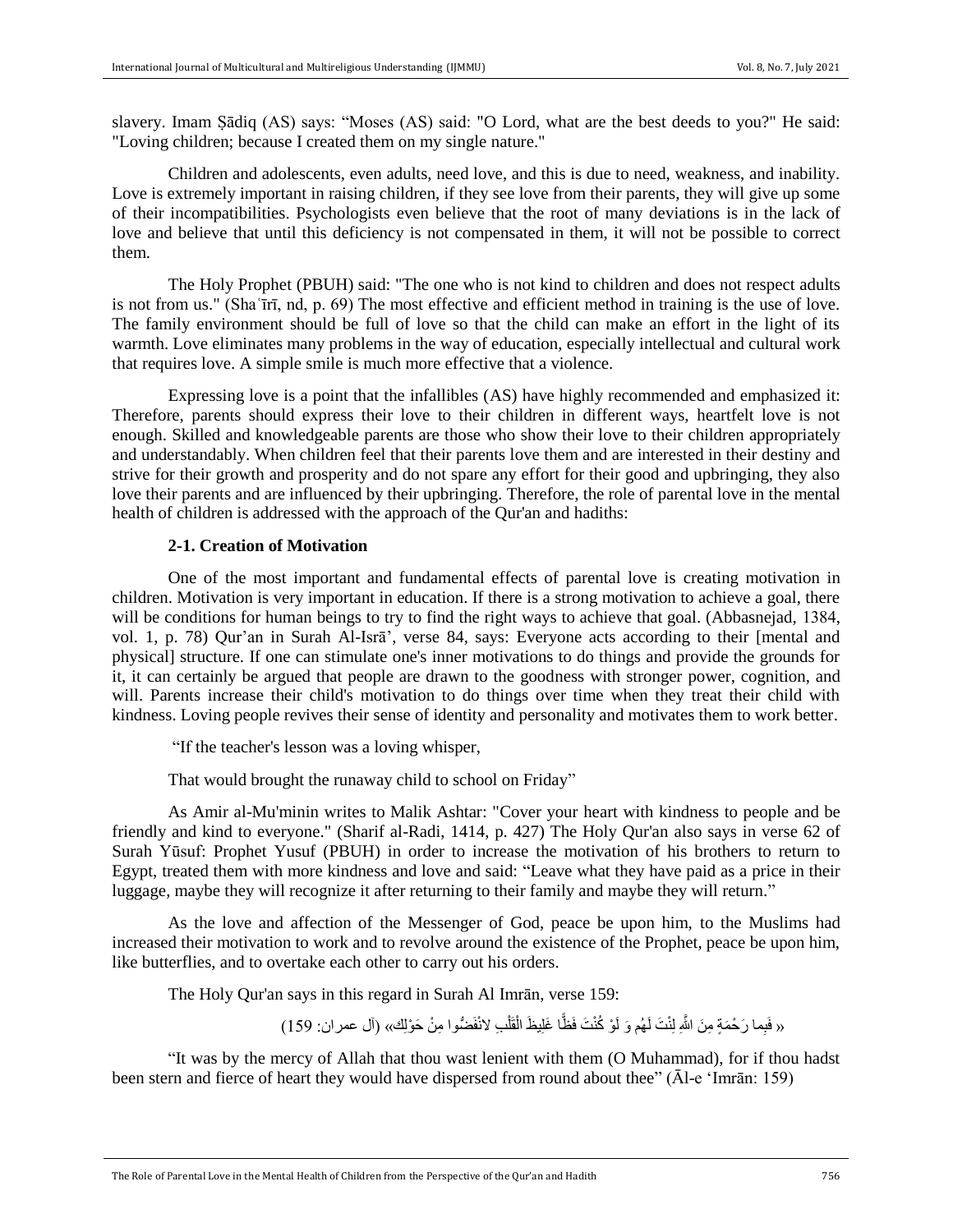slavery. Imam Ṣādiq (AS) says: "Moses (AS) said: "O Lord, what are the best deeds to you?" He said: "Loving children; because I created them on my single nature."

Children and adolescents, even adults, need love, and this is due to need, weakness, and inability. Love is extremely important in raising children, if they see love from their parents, they will give up some of their incompatibilities. Psychologists even believe that the root of many deviations is in the lack of love and believe that until this deficiency is not compensated in them, it will not be possible to correct them.

The Holy Prophet (PBUH) said: "The one who is not kind to children and does not respect adults is not from us." (Shaʿīrī, nd, p. 69) The most effective and efficient method in training is the use of love. The family environment should be full of love so that the child can make an effort in the light of its warmth. Love eliminates many problems in the way of education, especially intellectual and cultural work that requires love. A simple smile is much more effective that a violence.

Expressing love is a point that the infallibles (AS) have highly recommended and emphasized it: Therefore, parents should express their love to their children in different ways, heartfelt love is not enough. Skilled and knowledgeable parents are those who show their love to their children appropriately and understandably. When children feel that their parents love them and are interested in their destiny and strive for their growth and prosperity and do not spare any effort for their good and upbringing, they also love their parents and are influenced by their upbringing. Therefore, the role of parental love in the mental health of children is addressed with the approach of the Qur'an and hadiths:

### 2-1. Creation of Motivation

One of the most important and fundamental effects of parental love is creating motivation in children. Motivation is very important in education. If there is a strong motivation to achieve a goal, there will be conditions for human beings to try to find the right ways to achieve that goal. (Abbasnejad, 1384, vol. 1, p. 78) Qur'an in Surah Al-Isrāʾ, verse 84, says: Everyone acts according to their [mental and physical] structure. If one can stimulate one's inner motivations to do things and provide the grounds for it, it can certainly be argued that people are drawn to the goodness with stronger power, cognition, and will. Parents increase their child's motivation to do things over time when they treat their child with kindness. Loving people revives their sense of identity and personality and motivates them to work better.

"If the teacher's lesson was a loving whisper,

That would brought the runaway child to school on Friday"

As Amir al-Mu'minin writes to Malik Ashtar: "Cover your heart with kindness to people and be friendly and kind to everyone." (Sharif al-Radi, 1414, p. 427) The Holy Qur'an also says in verse 62 of Surah Yūsuf: Prophet Yusuf (PBUH) in order to increase the motivation of his brothers to return to Egypt, treated them with more kindness and love and said: "Leave what they have paid as a price in their luggage, maybe they will recognize it after returning to their family and maybe they will return."

As the love and affection of the Messenger of God, peace be upon him, to the Muslims had increased their motivation to work and to revolve around the existence of the Prophet, peace be upon him, like butterflies, and to overtake each other to carry out his orders.

The Holy Qur'an says in this regard in Surah Al Imrān, verse 159:

« فَبِما رَحْمَةٍ مِنَ اللَّهِ لِنْتَ لَهُم وَ لَوْ كُنْتَ فَظًّا غَلِيظَ الْقَلْبِ لانْفَضُّوا مِنْ حَوْلِك» (آل عمران: 159)

"It was by the mercy of Allah that thou wast lenient with them (O Muhammad), for if thou hadst been stern and fierce of heart they would have dispersed from round about thee" (Āl-e 'Imrān: 159)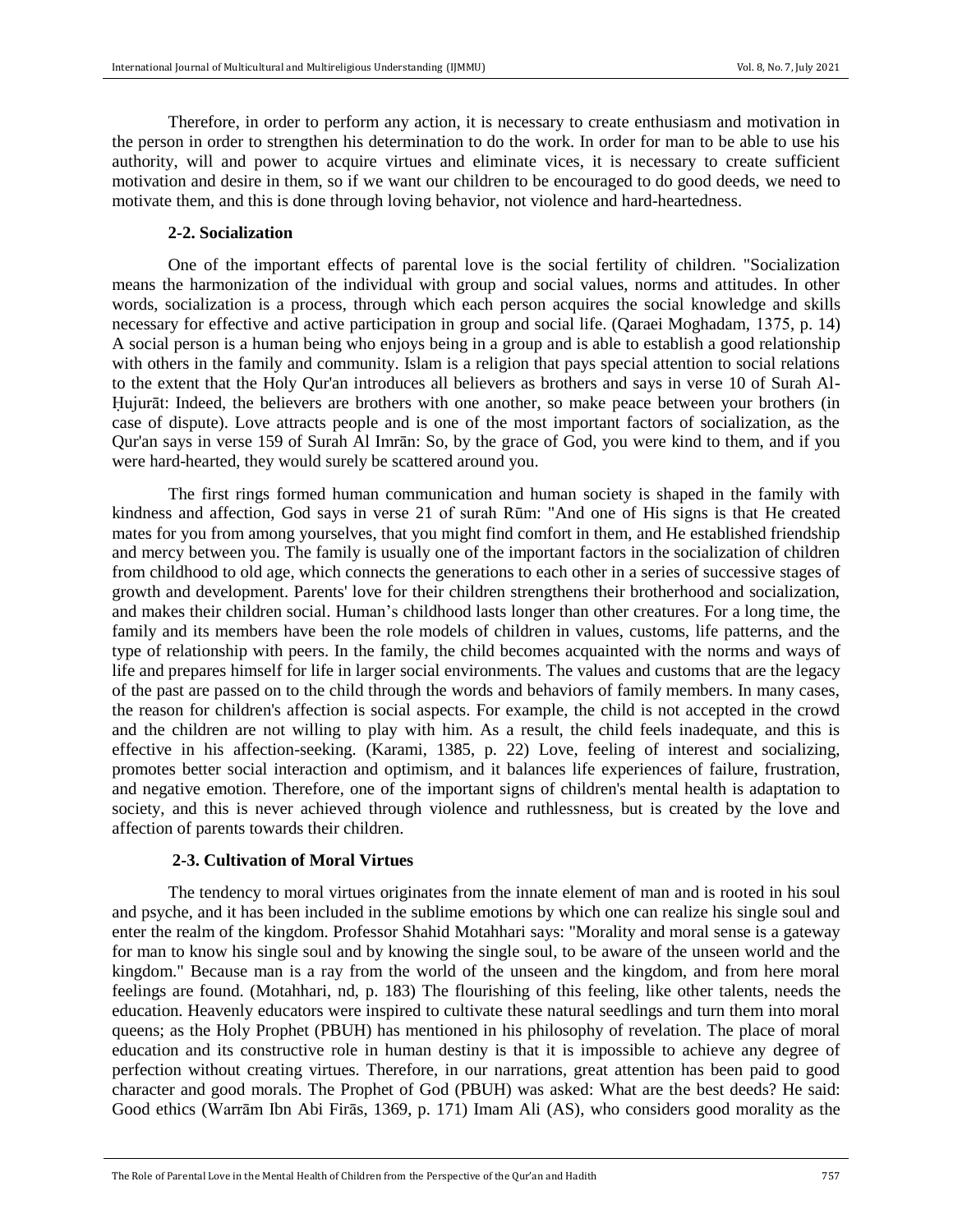Therefore, in order to perform any action, it is necessary to create enthusiasm and motivation in the person in order to strengthen his determination to do the work. In order for man to be able to use his authority, will and power to acquire virtues and eliminate vices, it is necessary to create sufficient motivation and desire in them, so if we want our children to be encouraged to do good deeds, we need to motivate them, and this is done through loving behavior, not violence and hard-heartedness.

### 2-2. Socialization

One of the important effects of parental love is the social fertility of children. "Socialization means the harmonization of the individual with group and social values, norms and attitudes. In other words, socialization is a process, through which each person acquires the social knowledge and skills necessary for effective and active participation in group and social life. (Qaraei Moghadam, 1375, p. 14) A social person is a human being who enjoys being in a group and is able to establish a good relationship with others in the family and community. Islam is a religion that pays special attention to social relations to the extent that the Holy Qur'an introduces all believers as brothers and says in verse 10 of Surah Al-Ḥujurāt: Indeed, the believers are brothers with one another, so make peace between your brothers (in case of dispute). Love attracts people and is one of the most important factors of socialization, as the Qur'an says in verse 159 of Surah Al Imrān: So, by the grace of God, you were kind to them, and if you were hard-hearted, they would surely be scattered around you.

The first rings formed human communication and human society is shaped in the family with kindness and affection, God says in verse 21 of surah Rūm: "And one of His signs is that He created mates for you from among yourselves, that you might find comfort in them, and He established friendship and mercy between you. The family is usually one of the important factors in the socialization of children from childhood to old age, which connects the generations to each other in a series of successive stages of growth and development. Parents' love for their children strengthens their brotherhood and socialization, and makes their children social. Human's childhood lasts longer than other creatures. For a long time, the family and its members have been the role models of children in values, customs, life patterns, and the type of relationship with peers. In the family, the child becomes acquainted with the norms and ways of life and prepares himself for life in larger social environments. The values and customs that are the legacy of the past are passed on to the child through the words and behaviors of family members. In many cases, the reason for children's affection is social aspects. For example, the child is not accepted in the crowd and the children are not willing to play with him. As a result, the child feels inadequate, and this is effective in his affection-seeking. (Karami, 1385, p. 22) Love, feeling of interest and socializing, promotes better social interaction and optimism, and it balances life experiences of failure, frustration, and negative emotion. Therefore, one of the important signs of children's mental health is adaptation to society, and this is never achieved through violence and ruthlessness, but is created by the love and affection of parents towards their children.

### 2-3. Cultivation of Moral Virtues

The tendency to moral virtues originates from the innate element of man and is rooted in his soul and psyche, and it has been included in the sublime emotions by which one can realize his single soul and enter the realm of the kingdom. Professor Shahid Motahhari says: "Morality and moral sense is a gateway for man to know his single soul and by knowing the single soul, to be aware of the unseen world and the kingdom." Because man is a ray from the world of the unseen and the kingdom, and from here moral feelings are found. (Motahhari, nd, p. 183) The flourishing of this feeling, like other talents, needs the education. Heavenly educators were inspired to cultivate these natural seedlings and turn them into moral queens; as the Holy Prophet (PBUH) has mentioned in his philosophy of revelation. The place of moral education and its constructive role in human destiny is that it is impossible to achieve any degree of perfection without creating virtues. Therefore, in our narrations, great attention has been paid to good character and good morals. The Prophet of God (PBUH) was asked: What are the best deeds? He said: Good ethics (Warrām Ibn Abi Firās, 1369, p. 171) Imam Ali (AS), who considers good morality as the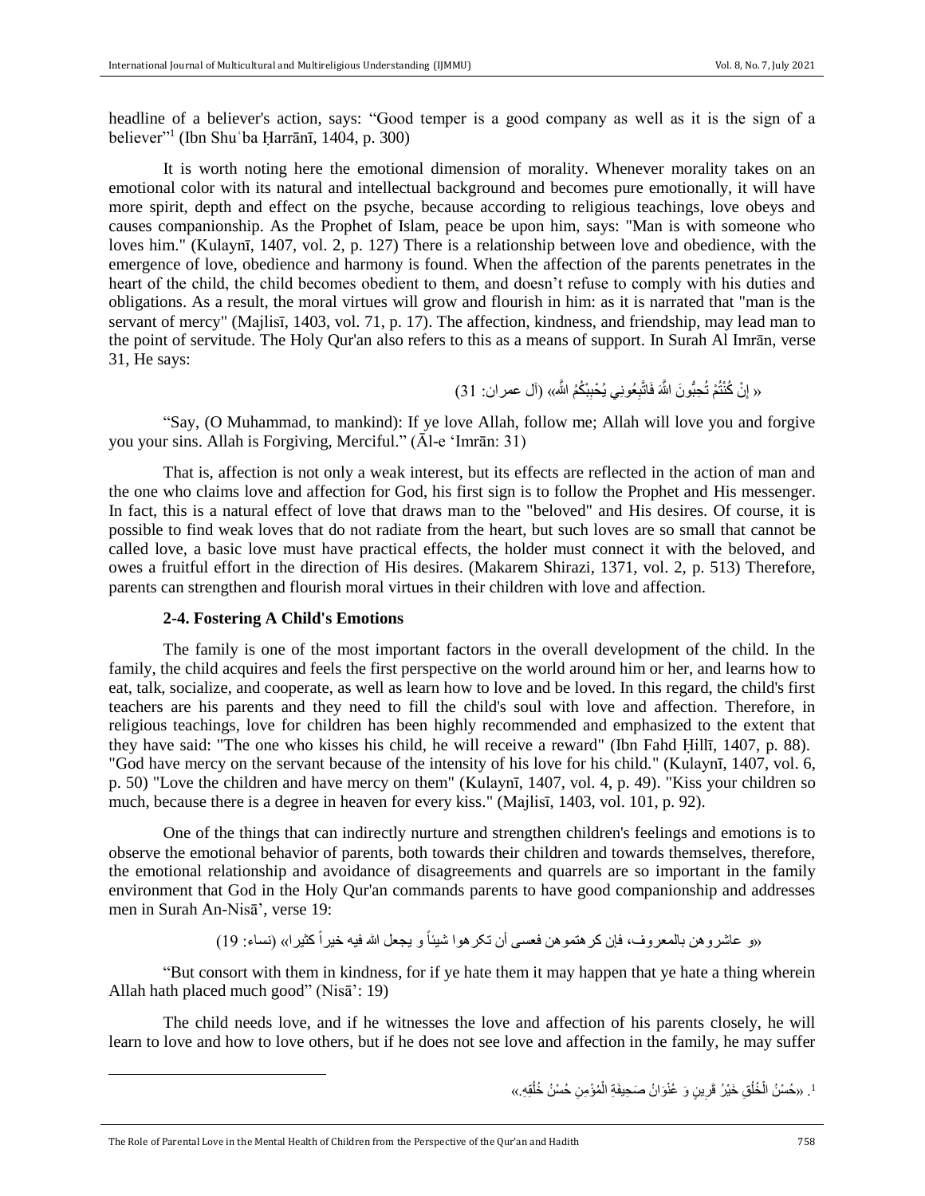headline of a believer's action, says: "Good temper is a good company as well as it is the sign of a believer"[1] (Ibn Shuʿba Ḥarrānī, 1404, p. 300)

It is worth noting here the emotional dimension of morality. Whenever morality takes on an emotional color with its natural and intellectual background and becomes pure emotionally, it will have more spirit, depth and effect on the psyche, because according to religious teachings, love obeys and causes companionship. As the Prophet of Islam, peace be upon him, says: "Man is with someone who loves him." (Kulaynī, 1407, vol. 2, p. 127) There is a relationship between love and obedience, with the emergence of love, obedience and harmony is found. When the affection of the parents penetrates in the heart of the child, the child becomes obedient to them, and doesn't refuse to comply with his duties and obligations. As a result, the moral virtues will grow and flourish in him: as it is narrated that "man is the servant of mercy" (Majlisī, 1403, vol. 71, p. 17). The affection, kindness, and friendship, may lead man to the point of servitude. The Holy Qur'an also refers to this as a means of support. In Surah Al Imrān, verse 31, He says:

« إِنْ كُنْتُمْ تُحِبُّونَ اللَّهَ فَاتَّبِعُونِي يُحْبِبْكُمُ اللَّهُ» (آل عمران: 31)

"Say, (O Muhammad, to mankind): If ye love Allah, follow me; Allah will love you and forgive you your sins. Allah is Forgiving, Merciful." (Āl-e 'Imrān: 31)

That is, affection is not only a weak interest, but its effects are reflected in the action of man and the one who claims love and affection for God, his first sign is to follow the Prophet and His messenger. In fact, this is a natural effect of love that draws man to the "beloved" and His desires. Of course, it is possible to find weak loves that do not radiate from the heart, but such loves are so small that cannot be called love, a basic love must have practical effects, the holder must connect it with the beloved, and owes a fruitful effort in the direction of His desires. (Makarem Shirazi, 1371, vol. 2, p. 513) Therefore, parents can strengthen and flourish moral virtues in their children with love and affection.

### 2-4. Fostering A Child's Emotions

The family is one of the most important factors in the overall development of the child. In the family, the child acquires and feels the first perspective on the world around him or her, and learns how to eat, talk, socialize, and cooperate, as well as learn how to love and be loved. In this regard, the child's first teachers are his parents and they need to fill the child's soul with love and affection. Therefore, in religious teachings, love for children has been highly recommended and emphasized to the extent that they have said: "The one who kisses his child, he will receive a reward" (Ibn Fahd Ḥillī, 1407, p. 88). "God have mercy on the servant because of the intensity of his love for his child." (Kulaynī, 1407, vol. 6, p. 50) "Love the children and have mercy on them" (Kulaynī, 1407, vol. 4, p. 49). "Kiss your children so much, because there is a degree in heaven for every kiss." (Majlisī, 1403, vol. 101, p. 92).

One of the things that can indirectly nurture and strengthen children's feelings and emotions is to observe the emotional behavior of parents, both towards their children and towards themselves, therefore, the emotional relationship and avoidance of disagreements and quarrels are so important in the family environment that God in the Holy Qur'an commands parents to have good companionship and addresses men in Surah An-Nisā', verse 19:

«و عاشروهن بالمعروف، فإن كرهتموهن فعسى أن تكرهوا شيئاً و يجعل الله فيه خيراً كثيرا» (نساء: 19)

"But consort with them in kindness, for if ye hate them it may happen that ye hate a thing wherein Allah hath placed much good" (Nisā': 19)

The child needs love, and if he witnesses the love and affection of his parents closely, he will learn to love and how to love others, but if he does not see love and affection in the family, he may suffer

---

[1]. «حُسْنُ الْخُلُقِ خَيْرُ قَرِينٍ وَ عُنْوَانُ صَحِيفَةِ الْمُؤْمِنِ حُسْنُ خُلُقِهِ.»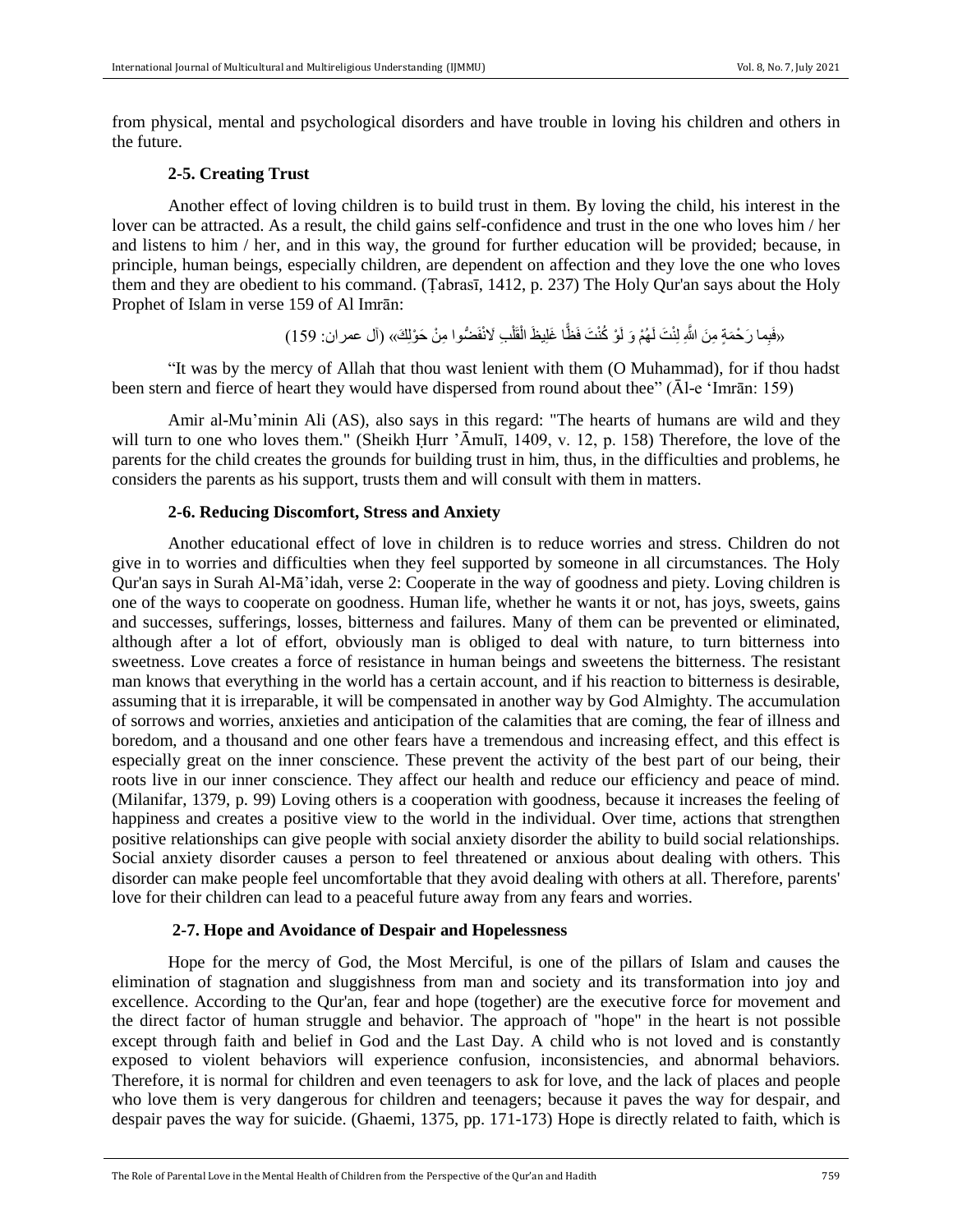from physical, mental and psychological disorders and have trouble in loving his children and others in the future.

### 2-5. Creating Trust

Another effect of loving children is to build trust in them. By loving the child, his interest in the lover can be attracted. As a result, the child gains self-confidence and trust in the one who loves him / her and listens to him / her, and in this way, the ground for further education will be provided; because, in principle, human beings, especially children, are dependent on affection and they love the one who loves them and they are obedient to his command. (Ṭabrasī, 1412, p. 237) The Holy Qur'an says about the Holy Prophet of Islam in verse 159 of Al Imrān:

«فَبِما رَحْمَةٍ مِنَ اللَّهِ لِنْتَ لَهُمْ وَ لَوْ كُنْتَ فَظًّا غَلِيظَ الْقَلْبِ لَانْفَضُّوا مِنْ حَوْلِكَ» (آل عمران: 159)

"It was by the mercy of Allah that thou wast lenient with them (O Muhammad), for if thou hadst been stern and fierce of heart they would have dispersed from round about thee" (Āl-e 'Imrān: 159)

Amir al-Mu'minin Ali (AS), also says in this regard: "The hearts of humans are wild and they will turn to one who loves them." (Sheikh Ḥurr 'Āmulī, 1409, v. 12, p. 158) Therefore, the love of the parents for the child creates the grounds for building trust in him, thus, in the difficulties and problems, he considers the parents as his support, trusts them and will consult with them in matters.

### 2-6. Reducing Discomfort, Stress and Anxiety

Another educational effect of love in children is to reduce worries and stress. Children do not give in to worries and difficulties when they feel supported by someone in all circumstances. The Holy Qur'an says in Surah Al-Mā'idah, verse 2: Cooperate in the way of goodness and piety. Loving children is one of the ways to cooperate on goodness. Human life, whether he wants it or not, has joys, sweets, gains and successes, sufferings, losses, bitterness and failures. Many of them can be prevented or eliminated, although after a lot of effort, obviously man is obliged to deal with nature, to turn bitterness into sweetness. Love creates a force of resistance in human beings and sweetens the bitterness. The resistant man knows that everything in the world has a certain account, and if his reaction to bitterness is desirable, assuming that it is irreparable, it will be compensated in another way by God Almighty. The accumulation of sorrows and worries, anxieties and anticipation of the calamities that are coming, the fear of illness and boredom, and a thousand and one other fears have a tremendous and increasing effect, and this effect is especially great on the inner conscience. These prevent the activity of the best part of our being, their roots live in our inner conscience. They affect our health and reduce our efficiency and peace of mind. (Milanifar, 1379, p. 99) Loving others is a cooperation with goodness, because it increases the feeling of happiness and creates a positive view to the world in the individual. Over time, actions that strengthen positive relationships can give people with social anxiety disorder the ability to build social relationships. Social anxiety disorder causes a person to feel threatened or anxious about dealing with others. This disorder can make people feel uncomfortable that they avoid dealing with others at all. Therefore, parents' love for their children can lead to a peaceful future away from any fears and worries.

### 2-7. Hope and Avoidance of Despair and Hopelessness

Hope for the mercy of God, the Most Merciful, is one of the pillars of Islam and causes the elimination of stagnation and sluggishness from man and society and its transformation into joy and excellence. According to the Qur'an, fear and hope (together) are the executive force for movement and the direct factor of human struggle and behavior. The approach of "hope" in the heart is not possible except through faith and belief in God and the Last Day. A child who is not loved and is constantly exposed to violent behaviors will experience confusion, inconsistencies, and abnormal behaviors. Therefore, it is normal for children and even teenagers to ask for love, and the lack of places and people who love them is very dangerous for children and teenagers; because it paves the way for despair, and despair paves the way for suicide. (Ghaemi, 1375, pp. 171-173) Hope is directly related to faith, which is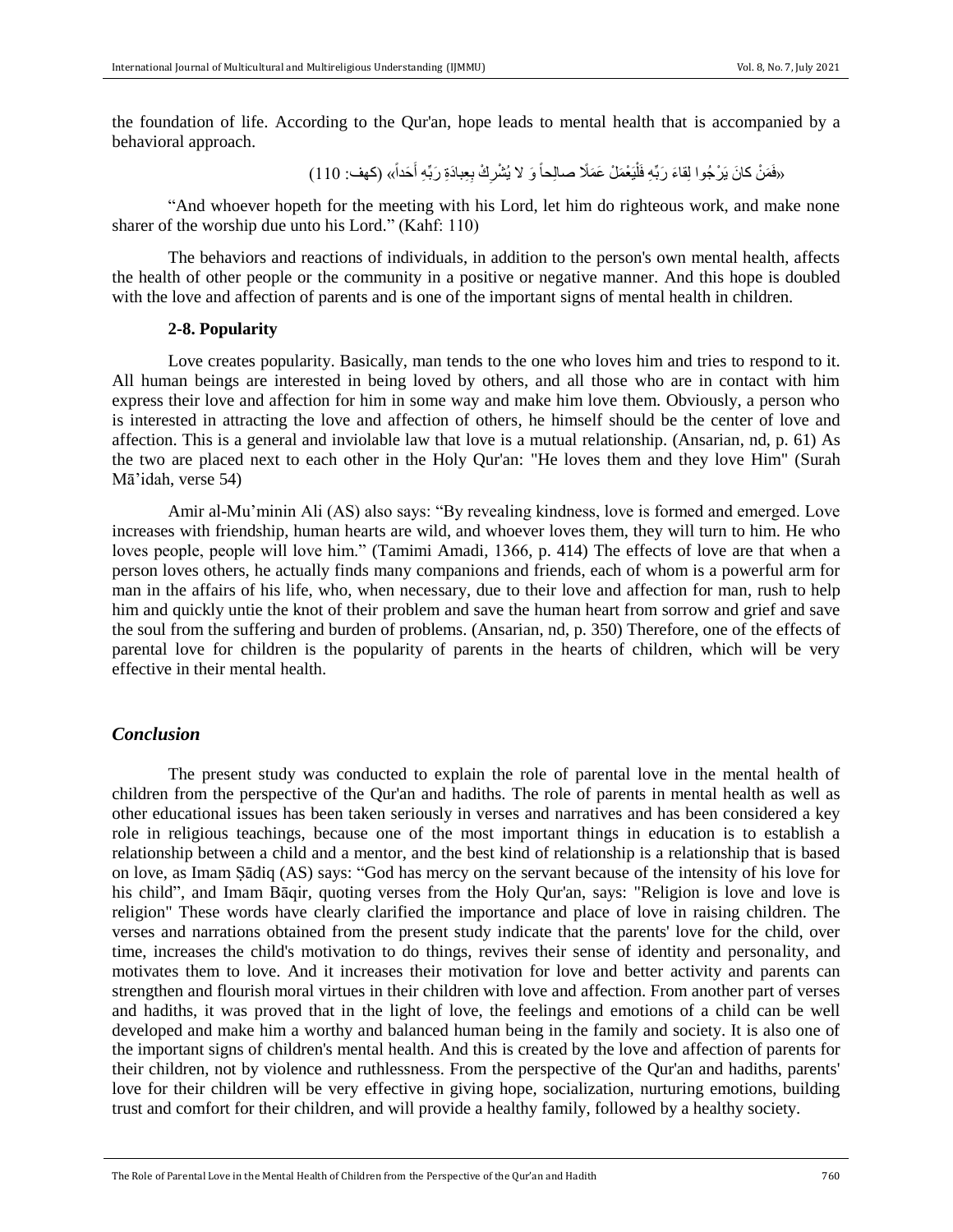the foundation of life. According to the Qur'an, hope leads to mental health that is accompanied by a behavioral approach.

«فَمَنْ كانَ يَرْجُوا لِقاءَ رَبِّهِ فَلْيَعْمَلْ عَمَلًا صالِحاً وَ لا يُشْرِكْ بِعِبادَةِ رَبِّهِ أَحَداً» (كهف: 110)

"And whoever hopeth for the meeting with his Lord, let him do righteous work, and make none sharer of the worship due unto his Lord." (Kahf: 110)

The behaviors and reactions of individuals, in addition to the person's own mental health, affects the health of other people or the community in a positive or negative manner. And this hope is doubled with the love and affection of parents and is one of the important signs of mental health in children.

#### 2-8. Popularity

Love creates popularity. Basically, man tends to the one who loves him and tries to respond to it. All human beings are interested in being loved by others, and all those who are in contact with him express their love and affection for him in some way and make him love them. Obviously, a person who is interested in attracting the love and affection of others, he himself should be the center of love and affection. This is a general and inviolable law that love is a mutual relationship. (Ansarian, nd, p. 61) As the two are placed next to each other in the Holy Qur'an: "He loves them and they love Him" (Surah Mā'idah, verse 54)

Amir al-Mu'minin Ali (AS) also says: "By revealing kindness, love is formed and emerged. Love increases with friendship, human hearts are wild, and whoever loves them, they will turn to him. He who loves people, people will love him." (Tamimi Amadi, 1366, p. 414) The effects of love are that when a person loves others, he actually finds many companions and friends, each of whom is a powerful arm for man in the affairs of his life, who, when necessary, due to their love and affection for man, rush to help him and quickly untie the knot of their problem and save the human heart from sorrow and grief and save the soul from the suffering and burden of problems. (Ansarian, nd, p. 350) Therefore, one of the effects of parental love for children is the popularity of parents in the hearts of children, which will be very effective in their mental health.

## *Conclusion*

The present study was conducted to explain the role of parental love in the mental health of children from the perspective of the Qur'an and hadiths. The role of parents in mental health as well as other educational issues has been taken seriously in verses and narratives and has been considered a key role in religious teachings, because one of the most important things in education is to establish a relationship between a child and a mentor, and the best kind of relationship is a relationship that is based on love, as Imam Ṣādiq (AS) says: "God has mercy on the servant because of the intensity of his love for his child", and Imam Bāqir, quoting verses from the Holy Qur'an, says: "Religion is love and love is religion" These words have clearly clarified the importance and place of love in raising children. The verses and narrations obtained from the present study indicate that the parents' love for the child, over time, increases the child's motivation to do things, revives their sense of identity and personality, and motivates them to love. And it increases their motivation for love and better activity and parents can strengthen and flourish moral virtues in their children with love and affection. From another part of verses and hadiths, it was proved that in the light of love, the feelings and emotions of a child can be well developed and make him a worthy and balanced human being in the family and society. It is also one of the important signs of children's mental health. And this is created by the love and affection of parents for their children, not by violence and ruthlessness. From the perspective of the Qur'an and hadiths, parents' love for their children will be very effective in giving hope, socialization, nurturing emotions, building trust and comfort for their children, and will provide a healthy family, followed by a healthy society.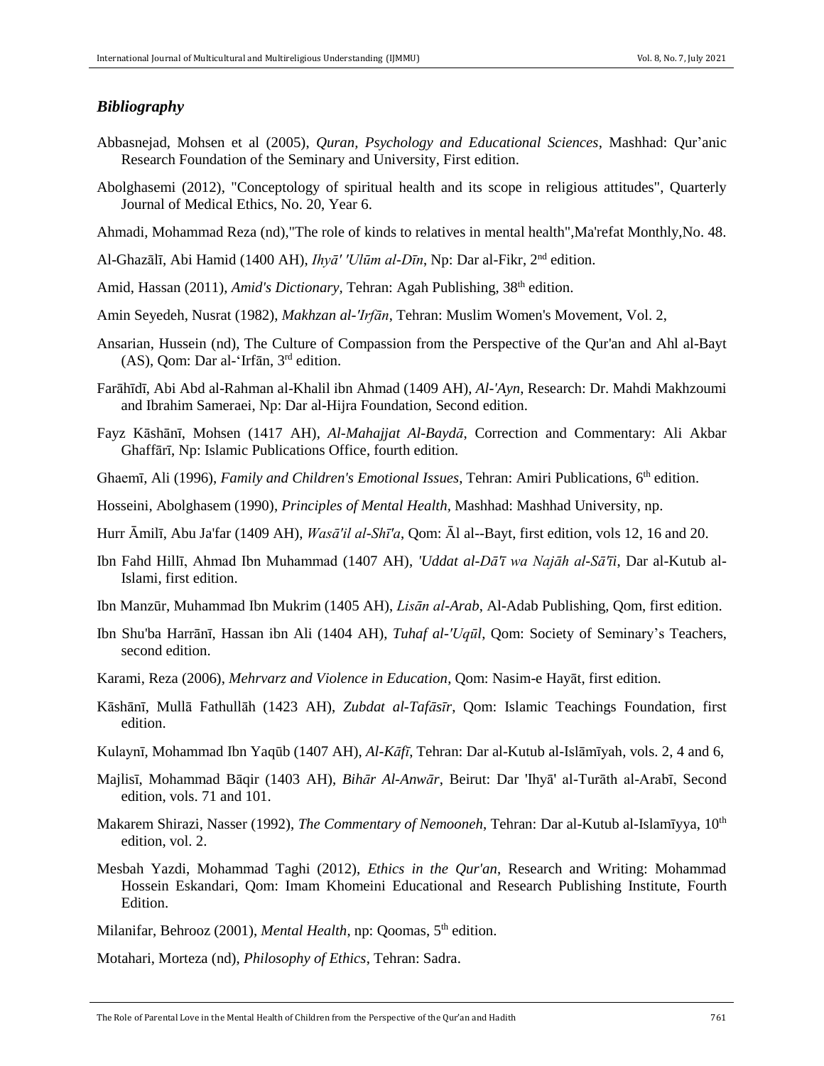### *Bibliography*

Abbasnejad, Mohsen et al (2005), *Quran, Psychology and Educational Sciences*, Mashhad: Qur'anic Research Foundation of the Seminary and University, First edition.

Abolghasemi (2012), "Conceptology of spiritual health and its scope in religious attitudes", Quarterly Journal of Medical Ethics, No. 20, Year 6.

Ahmadi, Mohammad Reza (nd),"The role of kinds to relatives in mental health",Ma'refat Monthly,No. 48.

Al-Ghazālī, Abi Hamid (1400 AH), *Ihyā' 'Ulūm al-Dīn*, Np: Dar al-Fikr, 2nd edition.

Amid, Hassan (2011), *Amid's Dictionary*, Tehran: Agah Publishing, 38th edition.

Amin Seyedeh, Nusrat (1982), *Makhzan al-'Irfān*, Tehran: Muslim Women's Movement, Vol. 2,

Ansarian, Hussein (nd), The Culture of Compassion from the Perspective of the Qur'an and Ahl al-Bayt (AS), Qom: Dar al-'Irfān, 3rd edition.

Farāhīdī, Abi Abd al-Rahman al-Khalil ibn Ahmad (1409 AH), *Al-'Ayn*, Research: Dr. Mahdi Makhzoumi and Ibrahim Sameraei, Np: Dar al-Hijra Foundation, Second edition.

Fayz Kāshānī, Mohsen (1417 AH), *Al-Mahajjat Al-Baydā*, Correction and Commentary: Ali Akbar Ghaffārī, Np: Islamic Publications Office, fourth edition.

Ghaemī, Ali (1996), *Family and Children's Emotional Issues*, Tehran: Amiri Publications, 6th edition.

Hosseini, Abolghasem (1990), *Principles of Mental Health*, Mashhad: Mashhad University, np.

Hurr Āmilī, Abu Ja'far (1409 AH), *Wasā'il al-Shī'a*, Qom: Āl al--Bayt, first edition, vols 12, 16 and 20.

Ibn Fahd Hillī, Ahmad Ibn Muhammad (1407 AH), *'Uddat al-Dā'ī wa Najāh al-Sā'ī*, Dar al-Kutub al-Islami, first edition.

Ibn Manzūr, Muhammad Ibn Mukrim (1405 AH), *Lisān al-Arab*, Al-Adab Publishing, Qom, first edition.

Ibn Shu'ba Harrānī, Hassan ibn Ali (1404 AH), *Tuhaf al-'Uqūl*, Qom: Society of Seminary's Teachers, second edition.

Karami, Reza (2006), *Mehrvarz and Violence in Education*, Qom: Nasim-e Hayāt, first edition.

Kāshānī, Mullā Fathullāh (1423 AH), *Zubdat al-Tafāsīr*, Qom: Islamic Teachings Foundation, first edition.

Kulaynī, Mohammad Ibn Yaqūb (1407 AH), *Al-Kāfī*, Tehran: Dar al-Kutub al-Islāmīyah, vols. 2, 4 and 6,

Majlisī, Mohammad Bāqir (1403 AH), *Bihār Al-Anwār*, Beirut: Dar 'Ihyā' al-Turāth al-Arabī, Second edition, vols. 71 and 101.

Makarem Shirazi, Nasser (1992), *The Commentary of Nemooneh*, Tehran: Dar al-Kutub al-Islamīyya, 10th edition, vol. 2.

Mesbah Yazdi, Mohammad Taghi (2012), *Ethics in the Qur'an*, Research and Writing: Mohammad Hossein Eskandari, Qom: Imam Khomeini Educational and Research Publishing Institute, Fourth Edition.

Milanifar, Behrooz (2001), *Mental Health*, np: Qoomas, 5th edition.

Motahari, Morteza (nd), *Philosophy of Ethics*, Tehran: Sadra.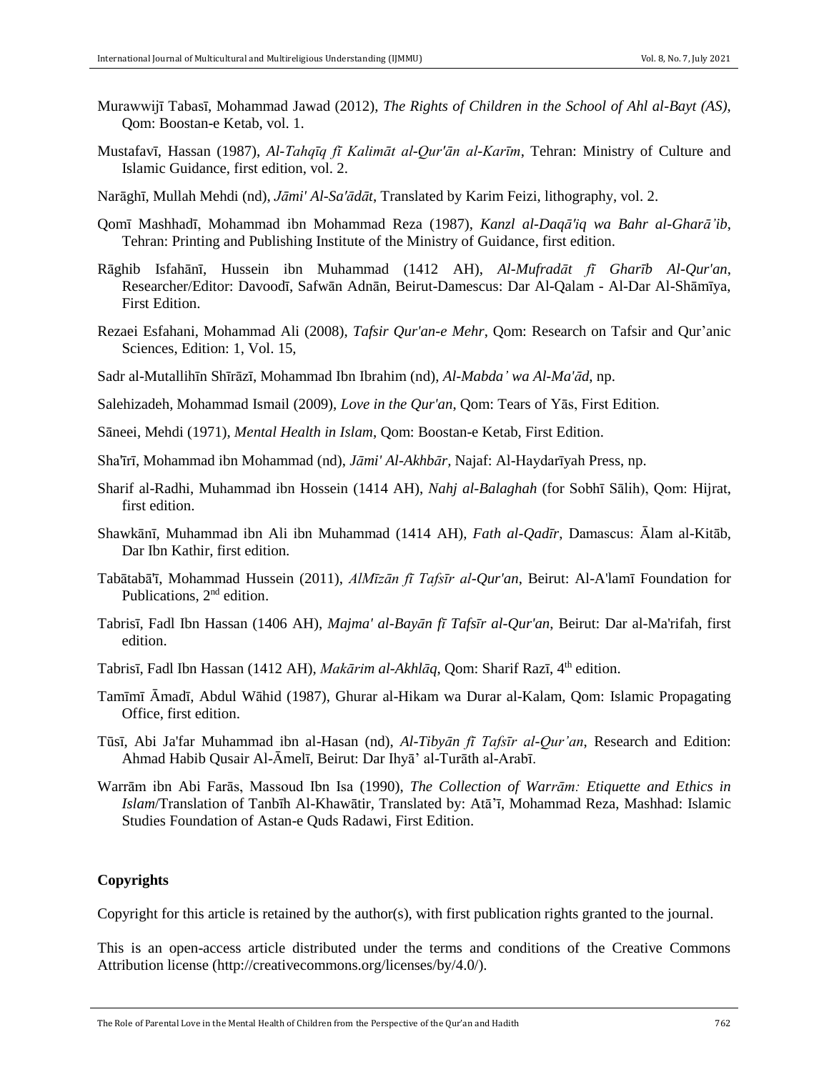Murawwijī Tabasī, Mohammad Jawad (2012), *The Rights of Children in the School of Ahl al-Bayt (AS)*, Qom: Boostan-e Ketab, vol. 1.

Mustafavī, Hassan (1987), *Al-Tahqīq fī Kalimāt al-Qur'ān al-Karīm*, Tehran: Ministry of Culture and Islamic Guidance, first edition, vol. 2.

Narāghī, Mullah Mehdi (nd), *Jāmi' Al-Sa'ādāt*, Translated by Karim Feizi, lithography, vol. 2.

Qomī Mashhadī, Mohammad ibn Mohammad Reza (1987), *Kanzl al-Daqā'iq wa Bahr al-Gharā'ib*, Tehran: Printing and Publishing Institute of the Ministry of Guidance, first edition.

Rāghib Isfahānī, Hussein ibn Muhammad (1412 AH), *Al-Mufradāt fī Gharīb Al-Qur'an*, Researcher/Editor: Davoodī, Safwān Adnān, Beirut-Damescus: Dar Al-Qalam - Al-Dar Al-Shāmīya, First Edition.

Rezaei Esfahani, Mohammad Ali (2008), *Tafsir Qur'an-e Mehr*, Qom: Research on Tafsir and Qur'anic Sciences, Edition: 1, Vol. 15,

Sadr al-Mutallihīn Shīrāzī, Mohammad Ibn Ibrahim (nd), *Al-Mabda' wa Al-Ma'ād*, np.

Salehizadeh, Mohammad Ismail (2009), *Love in the Qur'an*, Qom: Tears of Yās, First Edition.

Sāneei, Mehdi (1971), *Mental Health in Islam*, Qom: Boostan-e Ketab, First Edition.

Sha'īrī, Mohammad ibn Mohammad (nd), *Jāmi' Al-Akhbār*, Najaf: Al-Haydarīyah Press, np.

Sharif al-Radhi, Muhammad ibn Hossein (1414 AH), *Nahj al-Balaghah* (for Sobhī Sālih), Qom: Hijrat, first edition.

Shawkānī, Muhammad ibn Ali ibn Muhammad (1414 AH), *Fath al-Qadīr*, Damascus: Ālam al-Kitāb, Dar Ibn Kathir, first edition.

Tabātabā'ī, Mohammad Hussein (2011), *AlMīzān fī Tafsīr al-Qur'an*, Beirut: Al-A'lamī Foundation for Publications, 2nd edition.

Tabrisī, Fadl Ibn Hassan (1406 AH), *Majma' al-Bayān fī Tafsīr al-Qur'an*, Beirut: Dar al-Ma'rifah, first edition.

Tabrisī, Fadl Ibn Hassan (1412 AH), *Makārim al-Akhlāq*, Qom: Sharif Razī, 4th edition.

Tamīmī Āmadī, Abdul Wāhid (1987), Ghurar al-Hikam wa Durar al-Kalam, Qom: Islamic Propagating Office, first edition.

Tūsī, Abi Ja'far Muhammad ibn al-Hasan (nd), *Al-Tibyān fī Tafsīr al-Qur'an*, Research and Edition: Ahmad Habib Qusair Al-Āmelī, Beirut: Dar Ihyā' al-Turāth al-Arabī.

Warrām ibn Abi Farās, Massoud Ibn Isa (1990), *The Collection of Warrām: Etiquette and Ethics in Islam*/Translation of Tanbīh Al-Khawātir, Translated by: Atā'ī, Mohammad Reza, Mashhad: Islamic Studies Foundation of Astan-e Quds Radawi, First Edition.

**Copyrights**

Copyright for this article is retained by the author(s), with first publication rights granted to the journal.

This is an open-access article distributed under the terms and conditions of the Creative Commons Attribution license (http://creativecommons.org/licenses/by/4.0/).